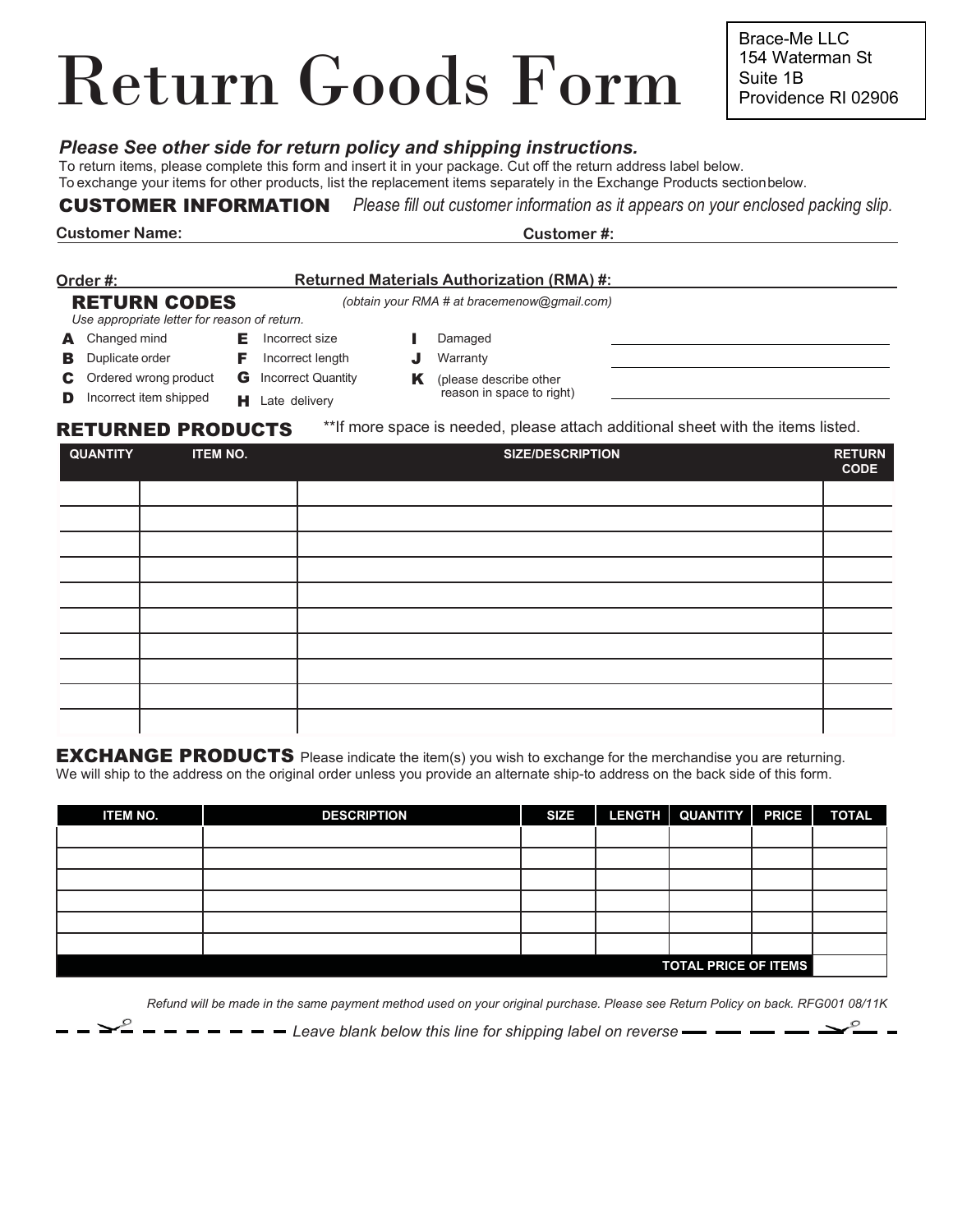# Return Goods Form

Brace-Me LLC
154 Waterman St
Suite 1B
Providence RI 02906

***Please See other side for return policy and shipping instructions.***

To return items, please complete this form and insert it in your package. Cut off the return address label below.
To exchange your items for other products, list the replacement items separately in the Exchange Products section below.

## CUSTOMER INFORMATION

*Please fill out customer information as it appears on your enclosed packing slip.*

**Customer Name:** ______________________ **Customer #:** ______________________

**Order #:** ______________ **Returned Materials Authorization (RMA) #:** ______________________

## RETURN CODES

*(obtain your RMA # at bracemenow@gmail.com)*

*Use appropriate letter for reason of return.*

- **A** Changed mind
- **B** Duplicate order
- **C** Ordered wrong product
- **D** Incorrect item shipped
- **E** Incorrect size
- **F** Incorrect length
- **G** Incorrect Quantity
- **H** Late delivery
- **I** Damaged
- **J** Warranty
- **K** (please describe other reason in space to right)

______________________
______________________
______________________

## RETURNED PRODUCTS

**If more space is needed, please attach additional sheet with the items listed.

| QUANTITY | ITEM NO. | SIZE/DESCRIPTION | RETURN CODE |
|---|---|---|---|
| | | | |
| | | | |
| | | | |
| | | | |
| | | | |
| | | | |
| | | | |
| | | | |
| | | | |
| | | | |

## EXCHANGE PRODUCTS

Please indicate the item(s) you wish to exchange for the merchandise you are returning.
We will ship to the address on the original order unless you provide an alternate ship-to address on the back side of this form.

| ITEM NO. | DESCRIPTION | SIZE | LENGTH | QUANTITY | PRICE | TOTAL |
|---|---|---|---|---|---|---|
| | | | | | | |
| | | | | | | |
| | | | | | | |
| | | | | | | |
| | | | | | | |
| | | | | | | |
| | | | | | **TOTAL PRICE OF ITEMS** | |

*Refund will be made in the same payment method used on your original purchase. Please see Return Policy on back. RFG001 08/11K*

*Leave blank below this line for shipping label on reverse*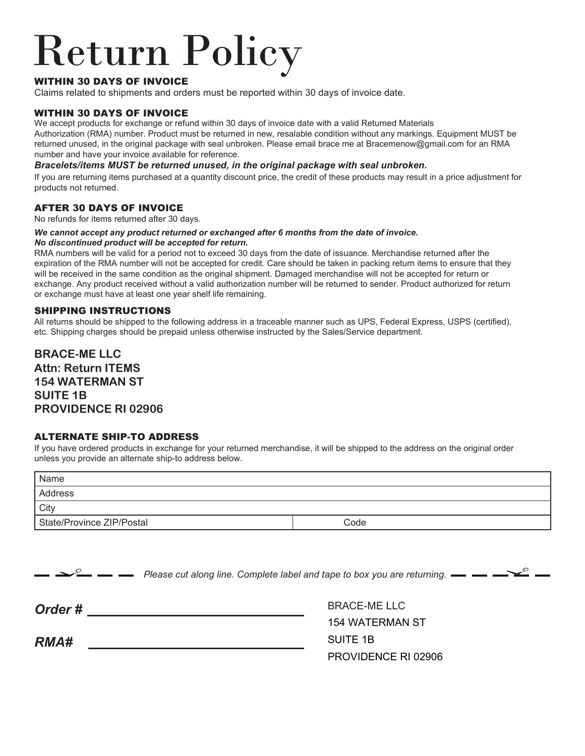# Return Policy

### WITHIN 30 DAYS OF INVOICE

Claims related to shipments and orders must be reported within 30 days of invoice date.

### WITHIN 30 DAYS OF INVOICE

We accept products for exchange or refund within 30 days of invoice date with a valid Returned Materials Authorization (RMA) number. Product must be returned in new, resalable condition without any markings. Equipment MUST be returned unused, in the original package with seal unbroken. Please email brace me at Bracemenow@gmail.com for an RMA number and have your invoice available for reference.

***Bracelets/items MUST be returned unused, in the original package with seal unbroken.***

If you are returning items purchased at a quantity discount price, the credit of these products may result in a price adjustment for products not returned.

### AFTER 30 DAYS OF INVOICE

No refunds for items returned after 30 days.

***We cannot accept any product returned or exchanged after 6 months from the date of invoice.***
***No discontinued product will be accepted for return.***

RMA numbers will be valid for a period not to exceed 30 days from the date of issuance. Merchandise returned after the expiration of the RMA number will not be accepted for credit. Care should be taken in packing return items to ensure that they will be received in the same condition as the original shipment. Damaged merchandise will not be accepted for return or exchange. Any product received without a valid authorization number will be returned to sender. Product authorized for return or exchange must have at least one year shelf life remaining.

### SHIPPING INSTRUCTIONS

All returns should be shipped to the following address in a traceable manner such as UPS, Federal Express, USPS (certified), etc. Shipping charges should be prepaid unless otherwise instructed by the Sales/Service department.

**BRACE-ME LLC**
**Attn: Return ITEMS**
**154 WATERMAN ST**
**SUITE 1B**
**PROVIDENCE RI 02906**

### ALTERNATE SHIP-TO ADDRESS

If you have ordered products in exchange for your returned merchandise, it will be shipped to the address on the original order unless you provide an alternate ship-to address below.

| | |
|---|---|
| Name | |
| Address | |
| City | |
| State/Province ZIP/Postal | Code |

*Please cut along line. Complete label and tape to box you are returning.*

***Order #*** ______________________________

***RMA#*** ______________________________

BRACE-ME LLC
154 WATERMAN ST
SUITE 1B
PROVIDENCE RI 02906